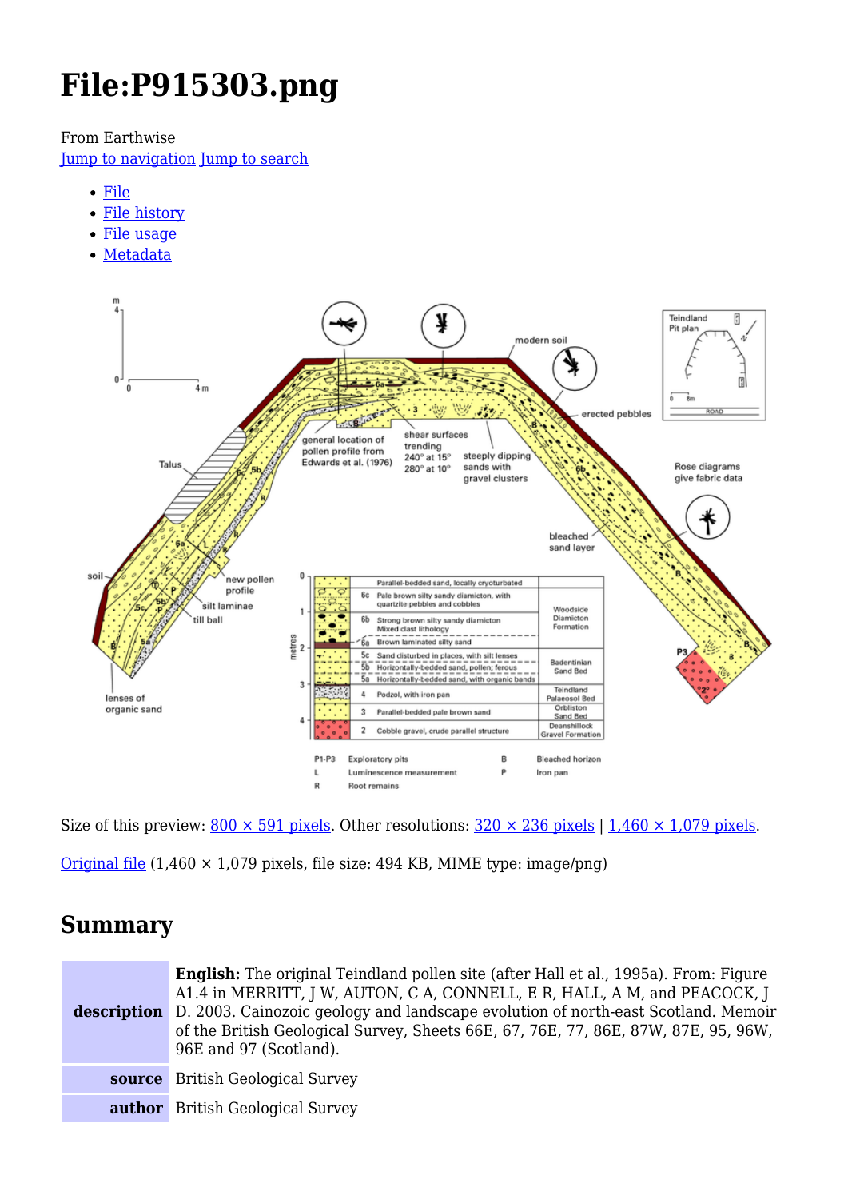# File:P915303.png

From Earthwise

Jump to navigation Jump to search

- File
- File history
- File usage
- Metadata

Size of this preview: 800 × 591 pixels. Other resolutions: 320 × 236 pixels | 1,460 × 1,079 pixels.

Original file (1,460 × 1,079 pixels, file size: 494 KB, MIME type: image/png)

## Summary

| | |
|---|---|
| **description** | **English:** The original Teindland pollen site (after Hall et al., 1995a). From: Figure A1.4 in MERRITT, J W, AUTON, C A, CONNELL, E R, HALL, A M, and PEACOCK, J D. 2003. Cainozoic geology and landscape evolution of north-east Scotland. Memoir of the British Geological Survey, Sheets 66E, 67, 76E, 77, 86E, 87W, 87E, 95, 96W, 96E and 97 (Scotland). |
| **source** | British Geological Survey |
| **author** | British Geological Survey |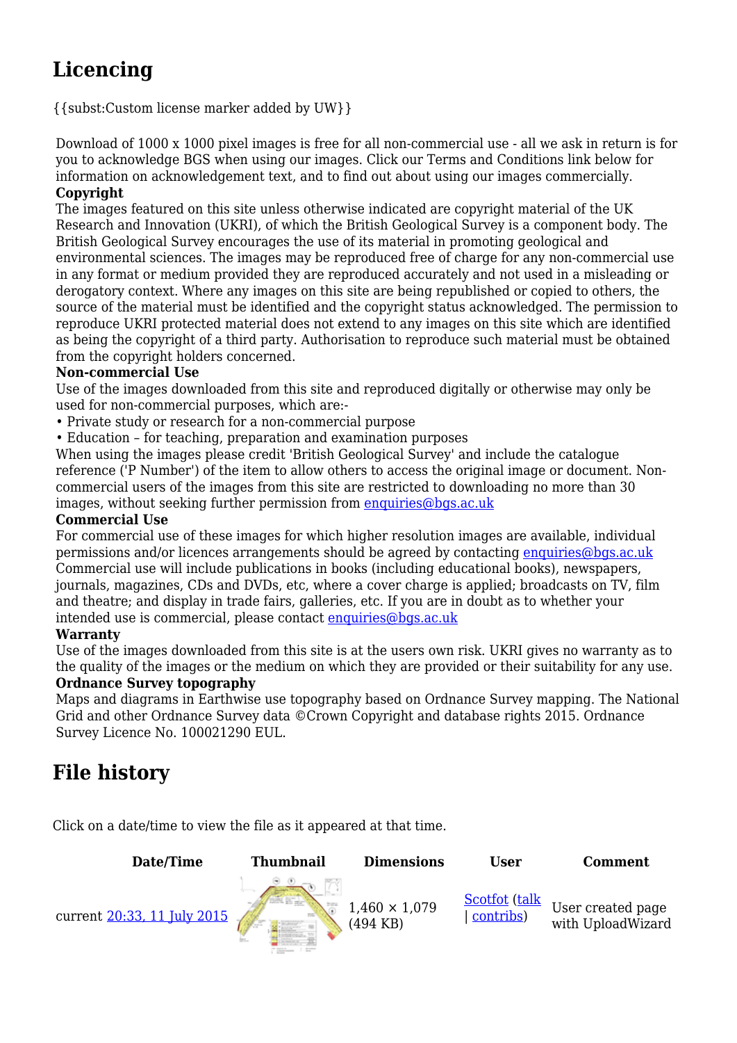## Licencing

{{subst:Custom license marker added by UW}}

Download of 1000 x 1000 pixel images is free for all non-commercial use - all we ask in return is for you to acknowledge BGS when using our images. Click our Terms and Conditions link below for information on acknowledgement text, and to find out about using our images commercially.

**Copyright**

The images featured on this site unless otherwise indicated are copyright material of the UK Research and Innovation (UKRI), of which the British Geological Survey is a component body. The British Geological Survey encourages the use of its material in promoting geological and environmental sciences. The images may be reproduced free of charge for any non-commercial use in any format or medium provided they are reproduced accurately and not used in a misleading or derogatory context. Where any images on this site are being republished or copied to others, the source of the material must be identified and the copyright status acknowledged. The permission to reproduce UKRI protected material does not extend to any images on this site which are identified as being the copyright of a third party. Authorisation to reproduce such material must be obtained from the copyright holders concerned.

**Non-commercial Use**

Use of the images downloaded from this site and reproduced digitally or otherwise may only be used for non-commercial purposes, which are:-

- Private study or research for a non-commercial purpose
- Education – for teaching, preparation and examination purposes

When using the images please credit 'British Geological Survey' and include the catalogue reference ('P Number') of the item to allow others to access the original image or document. Non-commercial users of the images from this site are restricted to downloading no more than 30 images, without seeking further permission from enquiries@bgs.ac.uk

**Commercial Use**

For commercial use of these images for which higher resolution images are available, individual permissions and/or licences arrangements should be agreed by contacting enquiries@bgs.ac.uk Commercial use will include publications in books (including educational books), newspapers, journals, magazines, CDs and DVDs, etc, where a cover charge is applied; broadcasts on TV, film and theatre; and display in trade fairs, galleries, etc. If you are in doubt as to whether your intended use is commercial, please contact enquiries@bgs.ac.uk

**Warranty**

Use of the images downloaded from this site is at the users own risk. UKRI gives no warranty as to the quality of the images or the medium on which they are provided or their suitability for any use.

**Ordnance Survey topography**

Maps and diagrams in Earthwise use topography based on Ordnance Survey mapping. The National Grid and other Ordnance Survey data ©Crown Copyright and database rights 2015. Ordnance Survey Licence No. 100021290 EUL.

## File history

Click on a date/time to view the file as it appeared at that time.

| Date/Time | Thumbnail | Dimensions | User | Comment |
|---|---|---|---|---|
| current 20:33, 11 July 2015 | | 1,460 × 1,079 (494 KB) | Scotfot (talk \| contribs) | User created page with UploadWizard |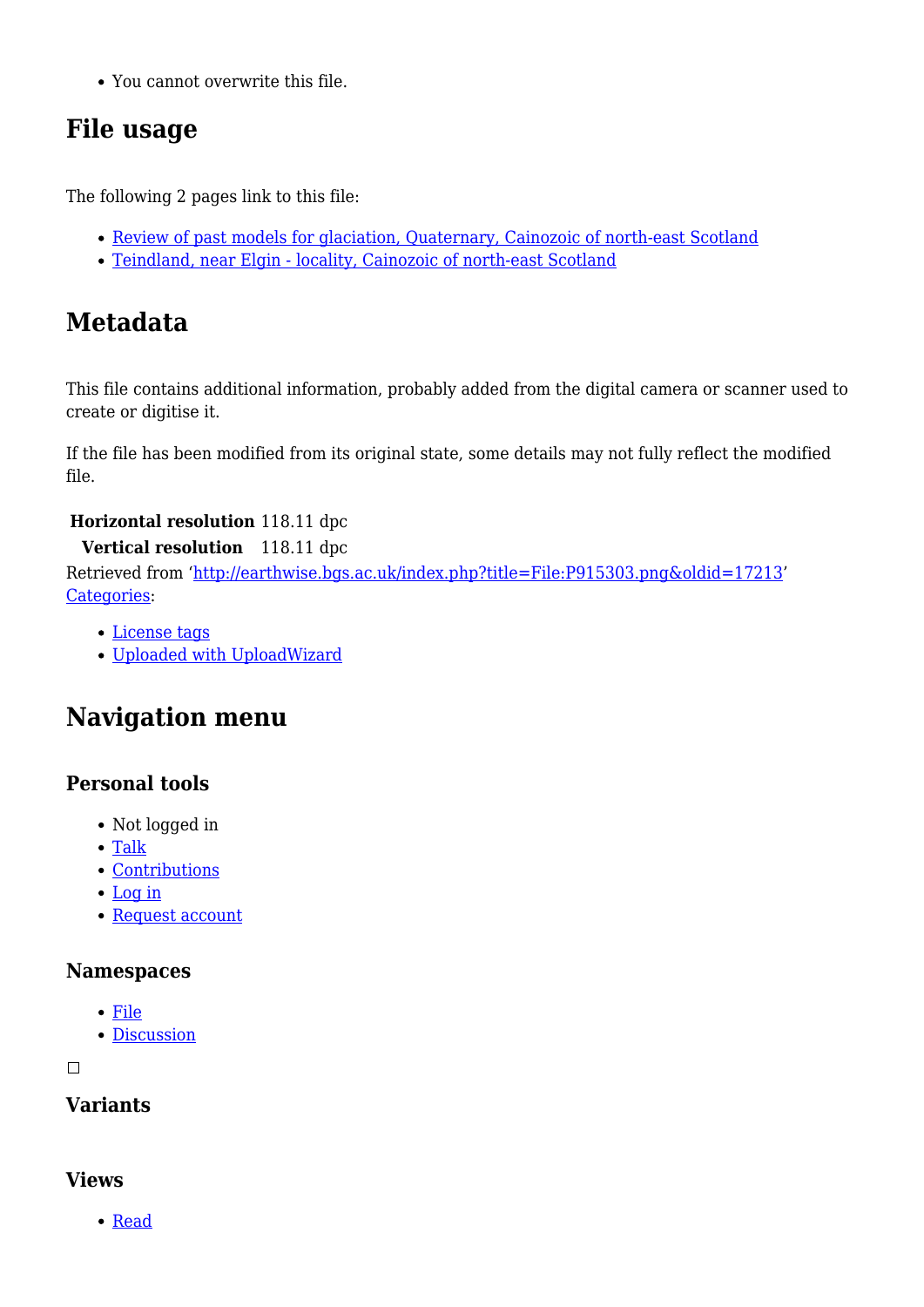- You cannot overwrite this file.

## File usage

The following 2 pages link to this file:

- [Review of past models for glaciation, Quaternary, Cainozoic of north-east Scotland]
- [Teindland, near Elgin - locality, Cainozoic of north-east Scotland]

## Metadata

This file contains additional information, probably added from the digital camera or scanner used to create or digitise it.

If the file has been modified from its original state, some details may not fully reflect the modified file.

| | |
|---|---|
| **Horizontal resolution** | 118.11 dpc |
| **Vertical resolution** | 118.11 dpc |

Retrieved from 'http://earthwise.bgs.ac.uk/index.php?title=File:P915303.png&oldid=17213'
Categories:

- License tags
- Uploaded with UploadWizard

## Navigation menu

### Personal tools

- Not logged in
- Talk
- Contributions
- Log in
- Request account

### Namespaces

- File
- Discussion

### Variants

### Views

- Read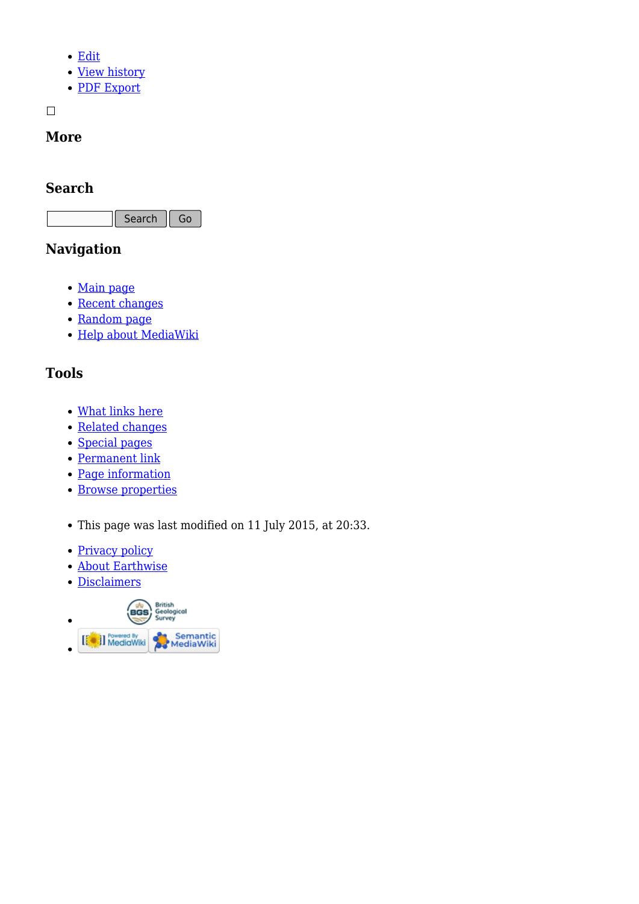- Edit
- View history
- PDF Export

### More

### Search

Search Go

### Navigation

- Main page
- Recent changes
- Random page
- Help about MediaWiki

### Tools

- What links here
- Related changes
- Special pages
- Permanent link
- Page information
- Browse properties

- This page was last modified on 11 July 2015, at 20:33.

- Privacy policy
- About Earthwise
- Disclaimers